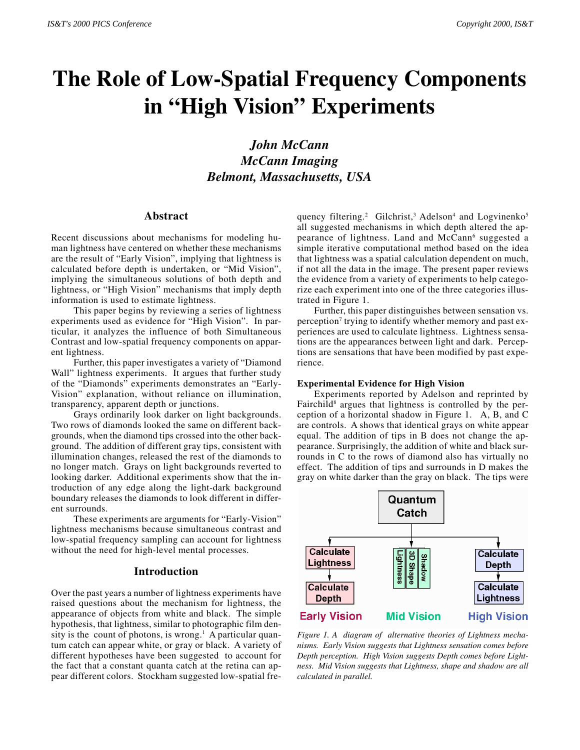# The Role of Low-Spatial Frequency Components in "High Vision" Experiments

***John McCann***
***McCann Imaging***
***Belmont, Massachusetts, USA***

## Abstract

Recent discussions about mechanisms for modeling human lightness have centered on whether these mechanisms are the result of "Early Vision", implying that lightness is calculated before depth is undertaken, or "Mid Vision", implying the simultaneous solutions of both depth and lightness, or "High Vision" mechanisms that imply depth information is used to estimate lightness.

This paper begins by reviewing a series of lightness experiments used as evidence for "High Vision". In particular, it analyzes the influence of both Simultaneous Contrast and low-spatial frequency components on apparent lightness.

Further, this paper investigates a variety of "Diamond Wall" lightness experiments. It argues that further study of the "Diamonds" experiments demonstrates an "Early-Vision" explanation, without reliance on illumination, transparency, apparent depth or junctions.

Grays ordinarily look darker on light backgrounds. Two rows of diamonds looked the same on different backgrounds, when the diamond tips crossed into the other background. The addition of different gray tips, consistent with illumination changes, released the rest of the diamonds to no longer match. Grays on light backgrounds reverted to looking darker. Additional experiments show that the introduction of any edge along the light-dark background boundary releases the diamonds to look different in different surrounds.

These experiments are arguments for "Early-Vision" lightness mechanisms because simultaneous contrast and low-spatial frequency sampling can account for lightness without the need for high-level mental processes.

## Introduction

Over the past years a number of lightness experiments have raised questions about the mechanism for lightness, the appearance of objects from white and black. The simple hypothesis, that lightness, similar to photographic film density is the count of photons, is wrong.[1] A particular quantum catch can appear white, or gray or black. A variety of different hypotheses have been suggested to account for the fact that a constant quanta catch at the retina can appear different colors. Stockham suggested low-spatial frequency filtering.[2] Gilchrist,[3] Adelson[4] and Logvinenko[5] all suggested mechanisms in which depth altered the appearance of lightness. Land and McCann[6] suggested a simple iterative computational method based on the idea that lightness was a spatial calculation dependent on much, if not all the data in the image. The present paper reviews the evidence from a variety of experiments to help categorize each experiment into one of the three categories illustrated in Figure 1.

Further, this paper distinguishes between sensation vs. perception[7] trying to identify whether memory and past experiences are used to calculate lightness. Lightness sensations are the appearances between light and dark. Perceptions are sensations that have been modified by past experience.

### Experimental Evidence for High Vision

Experiments reported by Adelson and reprinted by Fairchild[8] argues that lightness is controlled by the perception of a horizontal shadow in Figure 1. A, B, and C are controls. A shows that identical grays on white appear equal. The addition of tips in B does not change the appearance. Surprisingly, the addition of white and black surrounds in C to the rows of diamond also has virtually no effect. The addition of tips and surrounds in D makes the gray on white darker than the gray on black. The tips were

Quantum Catch

Calculate Lightness → Calculate Depth — Early Vision

Lightness | 3D Shape | Shadow — Mid Vision

Calculate Depth → Calculate Lightness — High Vision

*Figure 1. A diagram of alternative theories of Lightness mechanisms. Early Vision suggests that Lightness sensation comes before Depth perception. High Vision suggests Depth comes before Lightness. Mid Vision suggests that Lightness, shape and shadow are all calculated in parallel.*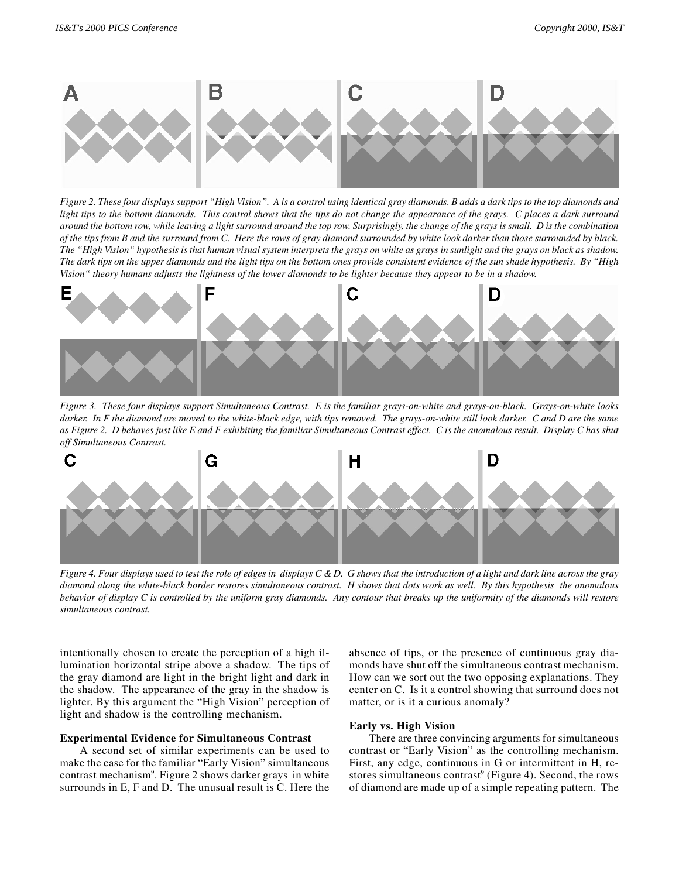*Figure 2. These four displays support "High Vision". A is a control using identical gray diamonds. B adds a dark tips to the top diamonds and light tips to the bottom diamonds. This control shows that the tips do not change the appearance of the grays. C places a dark surround around the bottom row, while leaving a light surround around the top row. Surprisingly, the change of the grays is small. D is the combination of the tips from B and the surround from C. Here the rows of gray diamond surrounded by white look darker than those surrounded by black. The "High Vision" hypothesis is that human visual system interprets the grays on white as grays in sunlight and the grays on black as shadow. The dark tips on the upper diamonds and the light tips on the bottom ones provide consistent evidence of the sun shade hypothesis. By "High Vision" theory humans adjusts the lightness of the lower diamonds to be lighter because they appear to be in a shadow.*

*Figure 3. These four displays support Simultaneous Contrast. E is the familiar grays-on-white and grays-on-black. Grays-on-white looks darker. In F the diamond are moved to the white-black edge, with tips removed. The grays-on-white still look darker. C and D are the same as Figure 2. D behaves just like E and F exhibiting the familiar Simultaneous Contrast effect. C is the anomalous result. Display C has shut off Simultaneous Contrast.*

*Figure 4. Four displays used to test the role of edges in displays C & D. G shows that the introduction of a light and dark line across the gray diamond along the white-black border restores simultaneous contrast. H shows that dots work as well. By this hypothesis the anomalous behavior of display C is controlled by the uniform gray diamonds. Any contour that breaks up the uniformity of the diamonds will restore simultaneous contrast.*

intentionally chosen to create the perception of a high illumination horizontal stripe above a shadow. The tips of the gray diamond are light in the bright light and dark in the shadow. The appearance of the gray in the shadow is lighter. By this argument the "High Vision" perception of light and shadow is the controlling mechanism.

**Experimental Evidence for Simultaneous Contrast**

A second set of similar experiments can be used to make the case for the familiar "Early Vision" simultaneous contrast mechanism[9]. Figure 2 shows darker grays in white surrounds in E, F and D. The unusual result is C. Here the absence of tips, or the presence of continuous gray diamonds have shut off the simultaneous contrast mechanism. How can we sort out the two opposing explanations. They center on C. Is it a control showing that surround does not matter, or is it a curious anomaly?

**Early vs. High Vision**

There are three convincing arguments for simultaneous contrast or "Early Vision" as the controlling mechanism. First, any edge, continuous in G or intermittent in H, restores simultaneous contrast[9] (Figure 4). Second, the rows of diamond are made up of a simple repeating pattern. The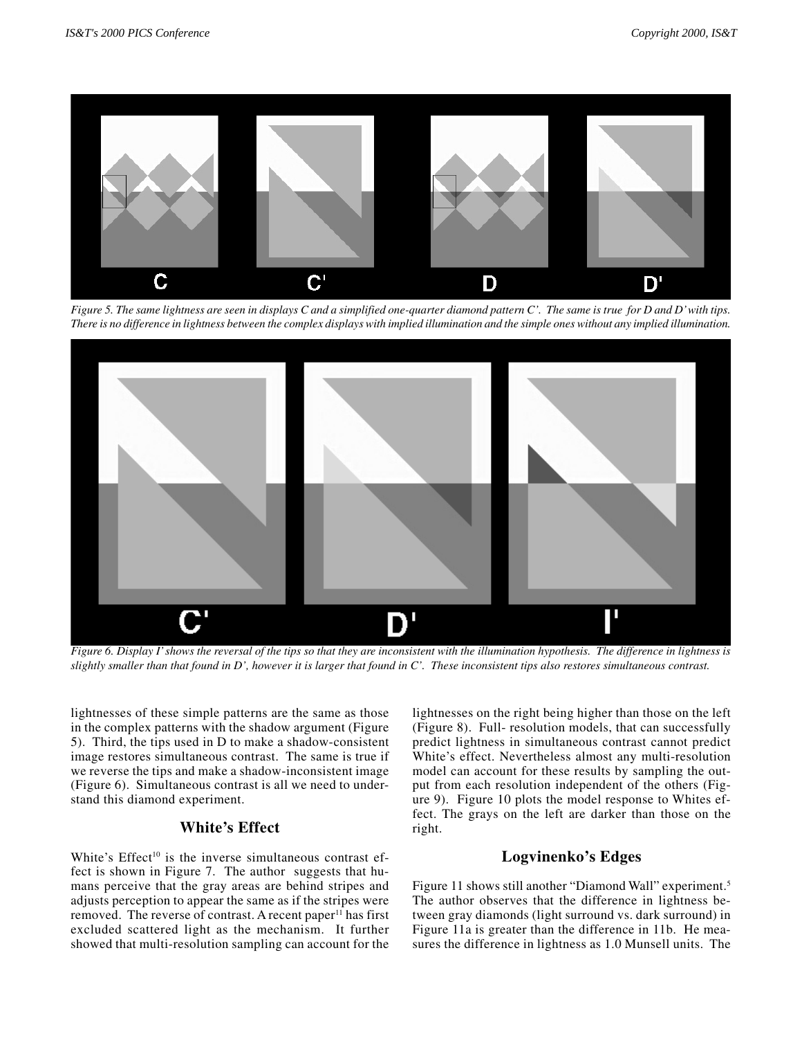*Figure 5. The same lightness are seen in displays C and a simplified one-quarter diamond pattern C'. The same is true for D and D' with tips. There is no difference in lightness between the complex displays with implied illumination and the simple ones without any implied illumination.*

*Figure 6. Display I' shows the reversal of the tips so that they are inconsistent with the illumination hypothesis. The difference in lightness is slightly smaller than that found in D', however it is larger that found in C'. These inconsistent tips also restores simultaneous contrast.*

lightnesses of these simple patterns are the same as those in the complex patterns with the shadow argument (Figure 5). Third, the tips used in D to make a shadow-consistent image restores simultaneous contrast. The same is true if we reverse the tips and make a shadow-inconsistent image (Figure 6). Simultaneous contrast is all we need to understand this diamond experiment.

## White's Effect

White's Effect[10] is the inverse simultaneous contrast effect is shown in Figure 7. The author suggests that humans perceive that the gray areas are behind stripes and adjusts perception to appear the same as if the stripes were removed. The reverse of contrast. A recent paper[11] has first excluded scattered light as the mechanism. It further showed that multi-resolution sampling can account for the lightnesses on the right being higher than those on the left (Figure 8). Full- resolution models, that can successfully predict lightness in simultaneous contrast cannot predict White's effect. Nevertheless almost any multi-resolution model can account for these results by sampling the output from each resolution independent of the others (Figure 9). Figure 10 plots the model response to Whites effect. The grays on the left are darker than those on the right.

## Logvinenko's Edges

Figure 11 shows still another "Diamond Wall" experiment.[5] The author observes that the difference in lightness between gray diamonds (light surround vs. dark surround) in Figure 11a is greater than the difference in 11b. He measures the difference in lightness as 1.0 Munsell units. The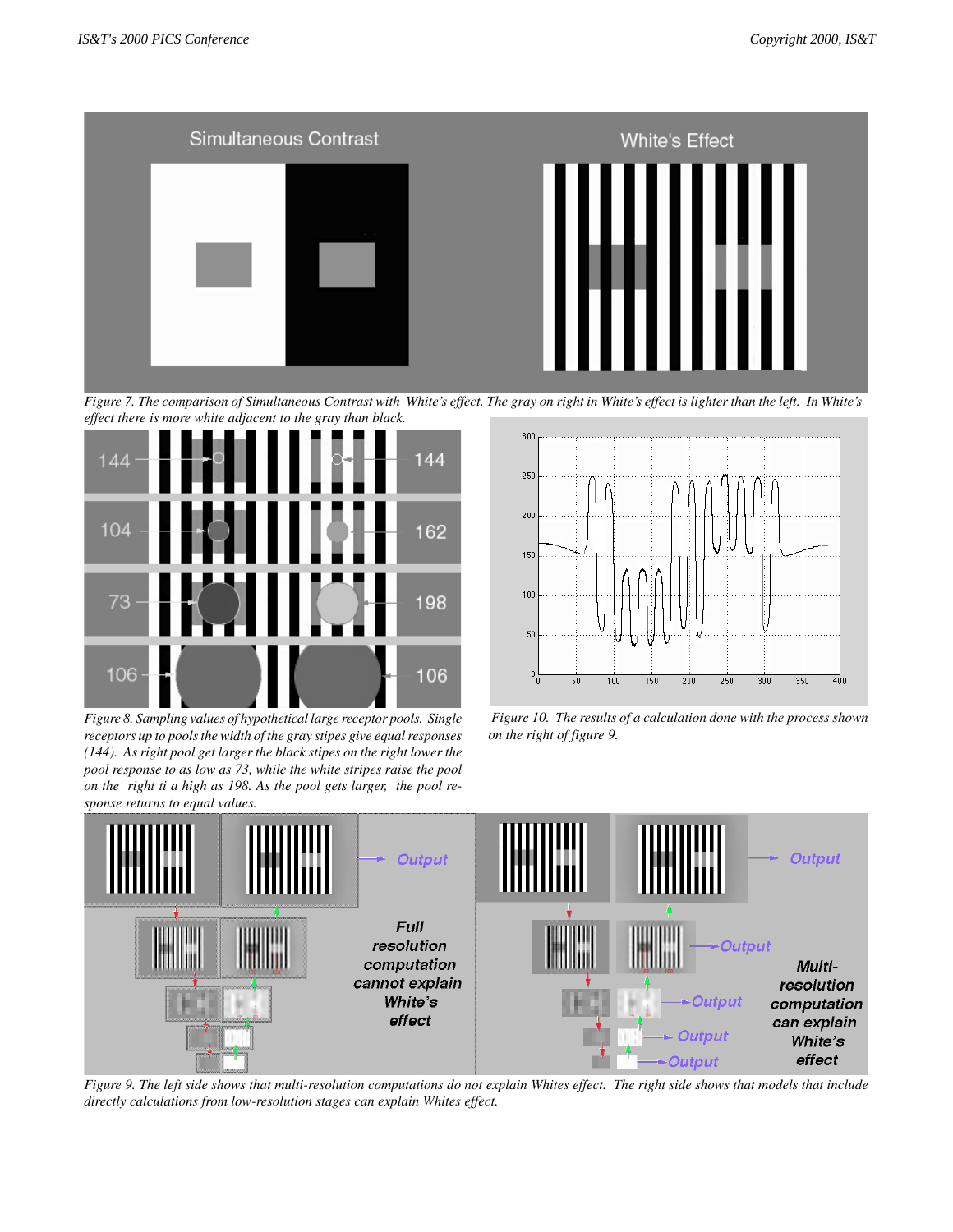Figure 7. The comparison of Simultaneous Contrast with White's effect. The gray on right in White's effect is lighter than the left. In White's effect there is more white adjacent to the gray than black.

Figure 8. Sampling values of hypothetical large receptor pools. Single receptors up to pools the width of the gray stipes give equal responses (144). As right pool get larger the black stipes on the right lower the pool response to as low as 73, while the white stripes raise the pool on the right ti a high as 198. As the pool gets larger, the pool response returns to equal values.

Figure 10. The results of a calculation done with the process shown on the right of figure 9.

Figure 9. The left side shows that multi-resolution computations do not explain Whites effect. The right side shows that models that include directly calculations from low-resolution stages can explain Whites effect.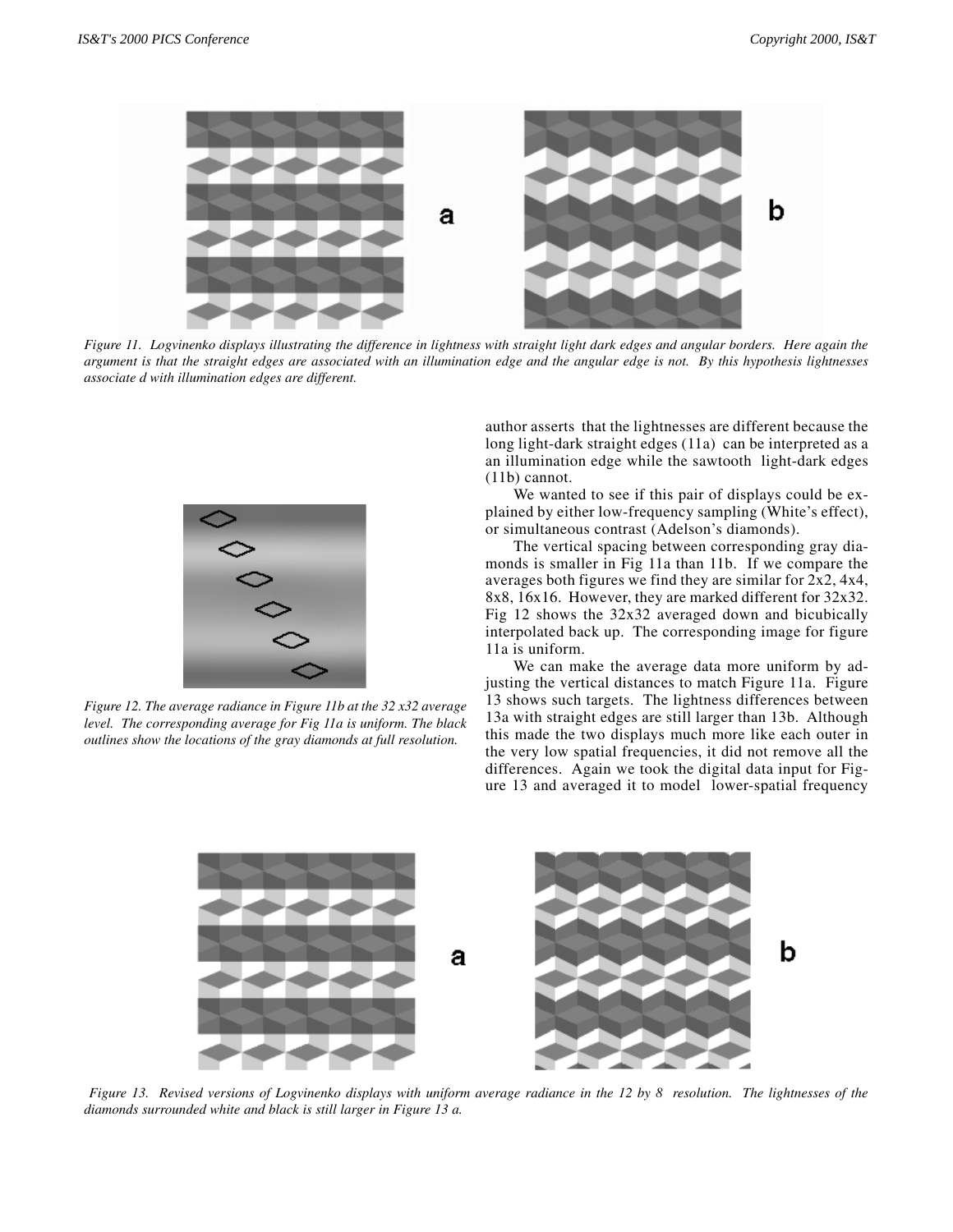Figure 11. Logvinenko displays illustrating the difference in lightness with straight light dark edges and angular borders. Here again the argument is that the straight edges are associated with an illumination edge and the angular edge is not. By this hypothesis lightnesses associate d with illumination edges are different.

Figure 12. The average radiance in Figure 11b at the 32 x32 average level. The corresponding average for Fig 11a is uniform. The black outlines show the locations of the gray diamonds at full resolution.

author asserts that the lightnesses are different because the long light-dark straight edges (11a) can be interpreted as a an illumination edge while the sawtooth light-dark edges (11b) cannot.

We wanted to see if this pair of displays could be explained by either low-frequency sampling (White's effect), or simultaneous contrast (Adelson's diamonds).

The vertical spacing between corresponding gray diamonds is smaller in Fig 11a than 11b. If we compare the averages both figures we find they are similar for 2x2, 4x4, 8x8, 16x16. However, they are marked different for 32x32. Fig 12 shows the 32x32 averaged down and bicubically interpolated back up. The corresponding image for figure 11a is uniform.

We can make the average data more uniform by adjusting the vertical distances to match Figure 11a. Figure 13 shows such targets. The lightness differences between 13a with straight edges are still larger than 13b. Although this made the two displays much more like each outer in the very low spatial frequencies, it did not remove all the differences. Again we took the digital data input for Figure 13 and averaged it to model lower-spatial frequency

Figure 13. Revised versions of Logvinenko displays with uniform average radiance in the 12 by 8 resolution. The lightnesses of the diamonds surrounded white and black is still larger in Figure 13 a.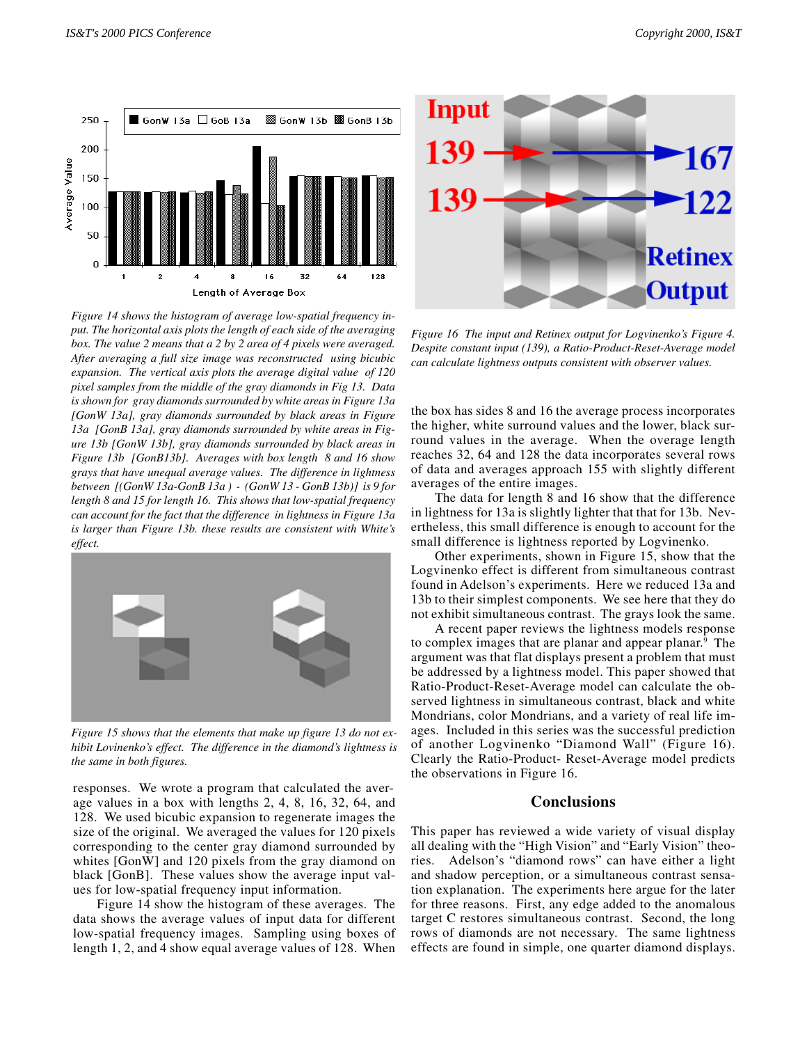*Figure 14 shows the histogram of average low-spatial frequency input. The horizontal axis plots the length of each side of the averaging box. The value 2 means that a 2 by 2 area of 4 pixels were averaged. After averaging a full size image was reconstructed using bicubic expansion. The vertical axis plots the average digital value of 120 pixel samples from the middle of the gray diamonds in Fig 13. Data is shown for gray diamonds surrounded by white areas in Figure 13a [GonW 13a], gray diamonds surrounded by black areas in Figure 13a [GonB 13a], gray diamonds surrounded by white areas in Figure 13b [GonW 13b], gray diamonds surrounded by black areas in Figure 13b [GonB13b]. Averages with box length 8 and 16 show grays that have unequal average values. The difference in lightness between [(GonW 13a-GonB 13a ) - (GonW 13 - GonB 13b)] is 9 for length 8 and 15 for length 16. This shows that low-spatial frequency can account for the fact that the difference in lightness in Figure 13a is larger than Figure 13b. these results are consistent with White's effect.*

*Figure 15 shows that the elements that make up figure 13 do not exhibit Lovinenko's effect. The difference in the diamond's lightness is the same in both figures.*

responses. We wrote a program that calculated the average values in a box with lengths 2, 4, 8, 16, 32, 64, and 128. We used bicubic expansion to regenerate images the size of the original. We averaged the values for 120 pixels corresponding to the center gray diamond surrounded by whites [GonW] and 120 pixels from the gray diamond on black [GonB]. These values show the average input values for low-spatial frequency input information.

Figure 14 show the histogram of these averages. The data shows the average values of input data for different low-spatial frequency images. Sampling using boxes of length 1, 2, and 4 show equal average values of 128. When the box has sides 8 and 16 the average process incorporates the higher, white surround values and the lower, black surround values in the average. When the overage length reaches 32, 64 and 128 the data incorporates several rows of data and averages approach 155 with slightly different averages of the entire images.

The data for length 8 and 16 show that the difference in lightness for 13a is slightly lighter that that for 13b. Nevertheless, this small difference is enough to account for the small difference is lightness reported by Logvinenko.

Other experiments, shown in Figure 15, show that the Logvinenko effect is different from simultaneous contrast found in Adelson's experiments. Here we reduced 13a and 13b to their simplest components. We see here that they do not exhibit simultaneous contrast. The grays look the same.

A recent paper reviews the lightness models response to complex images that are planar and appear planar.[9] The argument was that flat displays present a problem that must be addressed by a lightness model. This paper showed that Ratio-Product-Reset-Average model can calculate the observed lightness in simultaneous contrast, black and white Mondrians, color Mondrians, and a variety of real life images. Included in this series was the successful prediction of another Logvinenko "Diamond Wall" (Figure 16). Clearly the Ratio-Product- Reset-Average model predicts the observations in Figure 16.

*Figure 16 The input and Retinex output for Logvinenko's Figure 4. Despite constant input (139), a Ratio-Product-Reset-Average model can calculate lightness outputs consistent with observer values.*

## Conclusions

This paper has reviewed a wide variety of visual display all dealing with the "High Vision" and "Early Vision" theories. Adelson's "diamond rows" can have either a light and shadow perception, or a simultaneous contrast sensation explanation. The experiments here argue for the later for three reasons. First, any edge added to the anomalous target C restores simultaneous contrast. Second, the long rows of diamonds are not necessary. The same lightness effects are found in simple, one quarter diamond displays.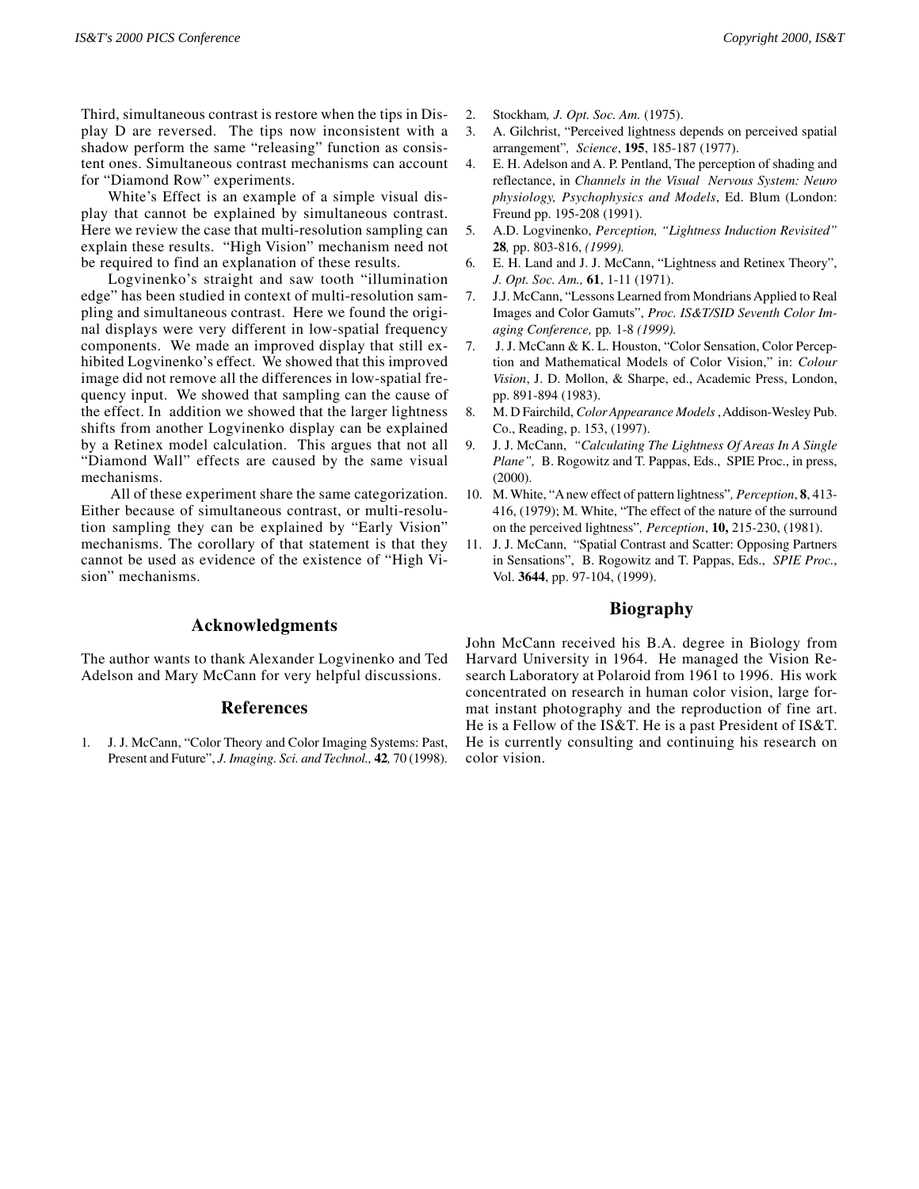Third, simultaneous contrast is restore when the tips in Display D are reversed. The tips now inconsistent with a shadow perform the same "releasing" function as consistent ones. Simultaneous contrast mechanisms can account for "Diamond Row" experiments.

White's Effect is an example of a simple visual display that cannot be explained by simultaneous contrast. Here we review the case that multi-resolution sampling can explain these results. "High Vision" mechanism need not be required to find an explanation of these results.

Logvinenko's straight and saw tooth "illumination edge" has been studied in context of multi-resolution sampling and simultaneous contrast. Here we found the original displays were very different in low-spatial frequency components. We made an improved display that still exhibited Logvinenko's effect. We showed that this improved image did not remove all the differences in low-spatial frequency input. We showed that sampling can the cause of the effect. In addition we showed that the larger lightness shifts from another Logvinenko display can be explained by a Retinex model calculation. This argues that not all "Diamond Wall" effects are caused by the same visual mechanisms.

All of these experiment share the same categorization. Either because of simultaneous contrast, or multi-resolution sampling they can be explained by "Early Vision" mechanisms. The corollary of that statement is that they cannot be used as evidence of the existence of "High Vision" mechanisms.

## Acknowledgments

The author wants to thank Alexander Logvinenko and Ted Adelson and Mary McCann for very helpful discussions.

## References

1. J. J. McCann, "Color Theory and Color Imaging Systems: Past, Present and Future", *J. Imaging. Sci. and Technol.,* **42**, 70 (1998).
2. Stockham, *J. Opt. Soc. Am.* (1975).
3. A. Gilchrist, "Perceived lightness depends on perceived spatial arrangement", *Science*, **195**, 185-187 (1977).
4. E. H. Adelson and A. P. Pentland, The perception of shading and reflectance, in *Channels in the Visual Nervous System: Neuro physiology, Psychophysics and Models*, Ed. Blum (London: Freund pp. 195-208 (1991).
5. A.D. Logvinenko, *Perception, "Lightness Induction Revisited"* **28**, pp. 803-816, *(1999).*
6. E. H. Land and J. J. McCann, "Lightness and Retinex Theory", *J. Opt. Soc. Am.,* **61**, 1-11 (1971).
7. J.J. McCann, "Lessons Learned from Mondrians Applied to Real Images and Color Gamuts", *Proc. IS&T/SID Seventh Color Imaging Conference,* pp. 1-8 *(1999).*
7. J. J. McCann & K. L. Houston, "Color Sensation, Color Perception and Mathematical Models of Color Vision," in: *Colour Vision*, J. D. Mollon, & Sharpe, ed., Academic Press, London, pp. 891-894 (1983).
8. M. D Fairchild, *Color Appearance Models* , Addison-Wesley Pub. Co., Reading, p. 153, (1997).
9. J. J. McCann, *"Calculating The Lightness Of Areas In A Single Plane",* B. Rogowitz and T. Pappas, Eds., SPIE Proc., in press, (2000).
10. M. White, "A new effect of pattern lightness", *Perception*, **8**, 413-416, (1979); M. White, "The effect of the nature of the surround on the perceived lightness", *Perception*, **10,** 215-230, (1981).
11. J. J. McCann, "Spatial Contrast and Scatter: Opposing Partners in Sensations", B. Rogowitz and T. Pappas, Eds., *SPIE Proc.*, Vol. **3644**, pp. 97-104, (1999).

## Biography

John McCann received his B.A. degree in Biology from Harvard University in 1964. He managed the Vision Research Laboratory at Polaroid from 1961 to 1996. His work concentrated on research in human color vision, large format instant photography and the reproduction of fine art. He is a Fellow of the IS&T. He is a past President of IS&T. He is currently consulting and continuing his research on color vision.